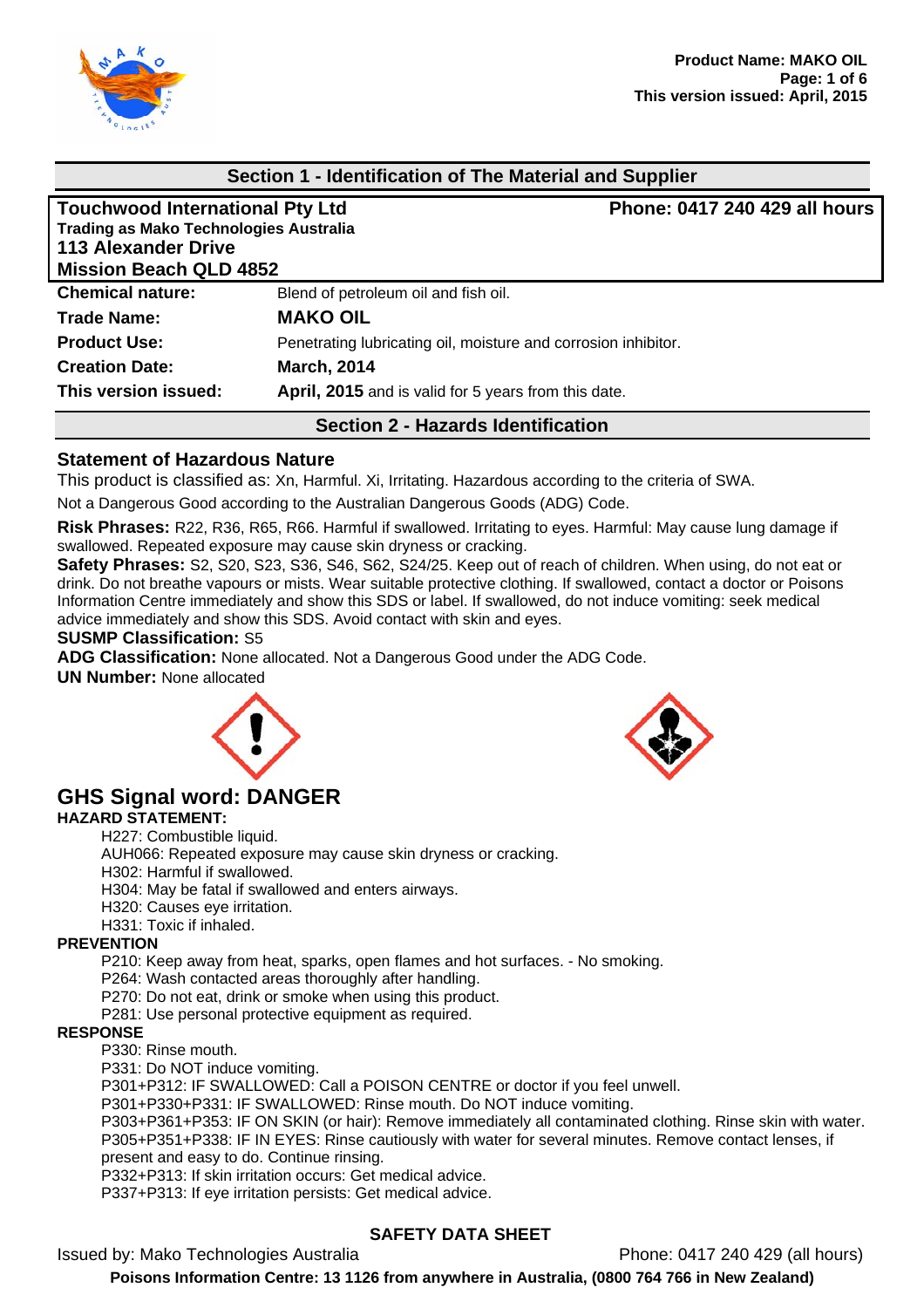## Section 1 - Identification of The Material and Supplier

**Touchwood International Pty Ltd**
**Trading as Mako Technologies Australia**
**113 Alexander Drive**
**Mission Beach QLD 4852**

**Phone: 0417 240 429 all hours**

| | |
|---|---|
| **Chemical nature:** | Blend of petroleum oil and fish oil. |
| **Trade Name:** | **MAKO OIL** |
| **Product Use:** | Penetrating lubricating oil, moisture and corrosion inhibitor. |
| **Creation Date:** | **March, 2014** |
| **This version issued:** | **April, 2015** and is valid for 5 years from this date. |

## Section 2 - Hazards Identification

### Statement of Hazardous Nature

This product is classified as: Xn, Harmful. Xi, Irritating. Hazardous according to the criteria of SWA.

Not a Dangerous Good according to the Australian Dangerous Goods (ADG) Code.

**Risk Phrases:** R22, R36, R65, R66. Harmful if swallowed. Irritating to eyes. Harmful: May cause lung damage if swallowed. Repeated exposure may cause skin dryness or cracking.

**Safety Phrases:** S2, S20, S23, S36, S46, S62, S24/25. Keep out of reach of children. When using, do not eat or drink. Do not breathe vapours or mists. Wear suitable protective clothing. If swallowed, contact a doctor or Poisons Information Centre immediately and show this SDS or label. If swallowed, do not induce vomiting: seek medical advice immediately and show this SDS. Avoid contact with skin and eyes.

**SUSMP Classification:** S5

**ADG Classification:** None allocated. Not a Dangerous Good under the ADG Code.

**UN Number:** None allocated

## GHS Signal word: DANGER

**HAZARD STATEMENT:**

H227: Combustible liquid.
AUH066: Repeated exposure may cause skin dryness or cracking.
H302: Harmful if swallowed.
H304: May be fatal if swallowed and enters airways.
H320: Causes eye irritation.
H331: Toxic if inhaled.

**PREVENTION**

P210: Keep away from heat, sparks, open flames and hot surfaces. - No smoking.
P264: Wash contacted areas thoroughly after handling.
P270: Do not eat, drink or smoke when using this product.
P281: Use personal protective equipment as required.

**RESPONSE**

P330: Rinse mouth.
P331: Do NOT induce vomiting.
P301+P312: IF SWALLOWED: Call a POISON CENTRE or doctor if you feel unwell.
P301+P330+P331: IF SWALLOWED: Rinse mouth. Do NOT induce vomiting.
P303+P361+P353: IF ON SKIN (or hair): Remove immediately all contaminated clothing. Rinse skin with water.
P305+P351+P338: IF IN EYES: Rinse cautiously with water for several minutes. Remove contact lenses, if present and easy to do. Continue rinsing.
P332+P313: If skin irritation occurs: Get medical advice.
P337+P313: If eye irritation persists: Get medical advice.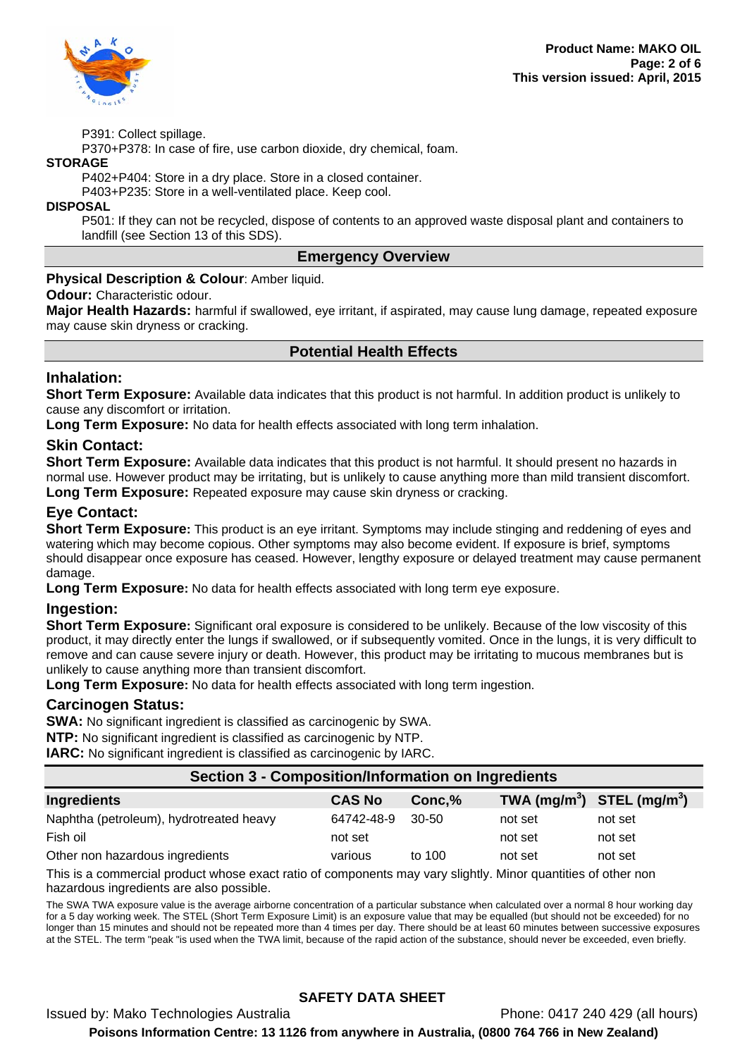P391: Collect spillage.
P370+P378: In case of fire, use carbon dioxide, dry chemical, foam.

**STORAGE**

P402+P404: Store in a dry place. Store in a closed container.
P403+P235: Store in a well-ventilated place. Keep cool.

**DISPOSAL**

P501: If they can not be recycled, dispose of contents to an approved waste disposal plant and containers to landfill (see Section 13 of this SDS).

## Emergency Overview

**Physical Description & Colour**: Amber liquid.

**Odour:** Characteristic odour.

**Major Health Hazards:** harmful if swallowed, eye irritant, if aspirated, may cause lung damage, repeated exposure may cause skin dryness or cracking.

## Potential Health Effects

### Inhalation:

**Short Term Exposure:** Available data indicates that this product is not harmful. In addition product is unlikely to cause any discomfort or irritation.

**Long Term Exposure:** No data for health effects associated with long term inhalation.

### Skin Contact:

**Short Term Exposure:** Available data indicates that this product is not harmful. It should present no hazards in normal use. However product may be irritating, but is unlikely to cause anything more than mild transient discomfort.

**Long Term Exposure:** Repeated exposure may cause skin dryness or cracking.

### Eye Contact:

**Short Term Exposure:** This product is an eye irritant. Symptoms may include stinging and reddening of eyes and watering which may become copious. Other symptoms may also become evident. If exposure is brief, symptoms should disappear once exposure has ceased. However, lengthy exposure or delayed treatment may cause permanent damage.

**Long Term Exposure:** No data for health effects associated with long term eye exposure.

### Ingestion:

**Short Term Exposure:** Significant oral exposure is considered to be unlikely. Because of the low viscosity of this product, it may directly enter the lungs if swallowed, or if subsequently vomited. Once in the lungs, it is very difficult to remove and can cause severe injury or death. However, this product may be irritating to mucous membranes but is unlikely to cause anything more than transient discomfort.

**Long Term Exposure:** No data for health effects associated with long term ingestion.

### Carcinogen Status:

**SWA:** No significant ingredient is classified as carcinogenic by SWA.

**NTP:** No significant ingredient is classified as carcinogenic by NTP.

**IARC:** No significant ingredient is classified as carcinogenic by IARC.

## Section 3 - Composition/Information on Ingredients

| Ingredients | CAS No | Conc,% | TWA ($mg/m^3$) | STEL ($mg/m^3$) |
|---|---|---|---|---|
| Naphtha (petroleum), hydrotreated heavy | 64742-48-9 | 30-50 | not set | not set |
| Fish oil | not set | | not set | not set |
| Other non hazardous ingredients | various | to 100 | not set | not set |

This is a commercial product whose exact ratio of components may vary slightly. Minor quantities of other non hazardous ingredients are also possible.

The SWA TWA exposure value is the average airborne concentration of a particular substance when calculated over a normal 8 hour working day for a 5 day working week. The STEL (Short Term Exposure Limit) is an exposure value that may be equalled (but should not be exceeded) for no longer than 15 minutes and should not be repeated more than 4 times per day. There should be at least 60 minutes between successive exposures at the STEL. The term "peak "is used when the TWA limit, because of the rapid action of the substance, should never be exceeded, even briefly.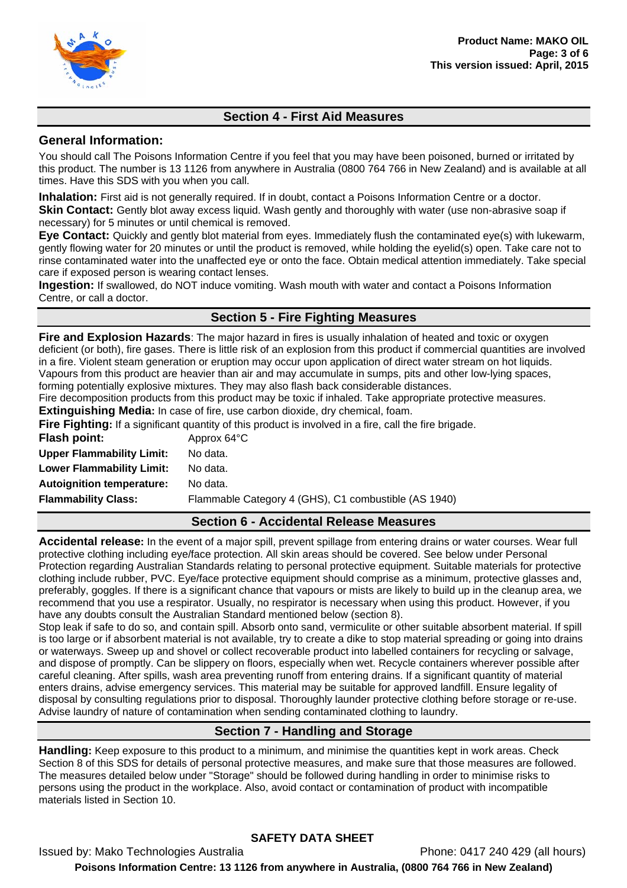## Section 4 - First Aid Measures

### General Information:

You should call The Poisons Information Centre if you feel that you may have been poisoned, burned or irritated by this product. The number is 13 1126 from anywhere in Australia (0800 764 766 in New Zealand) and is available at all times. Have this SDS with you when you call.

**Inhalation:** First aid is not generally required. If in doubt, contact a Poisons Information Centre or a doctor.
**Skin Contact:** Gently blot away excess liquid. Wash gently and thoroughly with water (use non-abrasive soap if necessary) for 5 minutes or until chemical is removed.
**Eye Contact:** Quickly and gently blot material from eyes. Immediately flush the contaminated eye(s) with lukewarm, gently flowing water for 20 minutes or until the product is removed, while holding the eyelid(s) open. Take care not to rinse contaminated water into the unaffected eye or onto the face. Obtain medical attention immediately. Take special care if exposed person is wearing contact lenses.
**Ingestion:** If swallowed, do NOT induce vomiting. Wash mouth with water and contact a Poisons Information Centre, or call a doctor.

## Section 5 - Fire Fighting Measures

**Fire and Explosion Hazards**: The major hazard in fires is usually inhalation of heated and toxic or oxygen deficient (or both), fire gases. There is little risk of an explosion from this product if commercial quantities are involved in a fire. Violent steam generation or eruption may occur upon application of direct water stream on hot liquids. Vapours from this product are heavier than air and may accumulate in sumps, pits and other low-lying spaces, forming potentially explosive mixtures. They may also flash back considerable distances.
Fire decomposition products from this product may be toxic if inhaled. Take appropriate protective measures.
**Extinguishing Media:** In case of fire, use carbon dioxide, dry chemical, foam.
**Fire Fighting:** If a significant quantity of this product is involved in a fire, call the fire brigade.

| | |
|---|---|
| **Flash point:** | Approx 64°C |
| **Upper Flammability Limit:** | No data. |
| **Lower Flammability Limit:** | No data. |
| **Autoignition temperature:** | No data. |
| **Flammability Class:** | Flammable Category 4 (GHS), C1 combustible (AS 1940) |

## Section 6 - Accidental Release Measures

**Accidental release:** In the event of a major spill, prevent spillage from entering drains or water courses. Wear full protective clothing including eye/face protection. All skin areas should be covered. See below under Personal Protection regarding Australian Standards relating to personal protective equipment. Suitable materials for protective clothing include rubber, PVC. Eye/face protective equipment should comprise as a minimum, protective glasses and, preferably, goggles. If there is a significant chance that vapours or mists are likely to build up in the cleanup area, we recommend that you use a respirator. Usually, no respirator is necessary when using this product. However, if you have any doubts consult the Australian Standard mentioned below (section 8).
Stop leak if safe to do so, and contain spill. Absorb onto sand, vermiculite or other suitable absorbent material. If spill is too large or if absorbent material is not available, try to create a dike to stop material spreading or going into drains or waterways. Sweep up and shovel or collect recoverable product into labelled containers for recycling or salvage, and dispose of promptly. Can be slippery on floors, especially when wet. Recycle containers wherever possible after careful cleaning. After spills, wash area preventing runoff from entering drains. If a significant quantity of material enters drains, advise emergency services. This material may be suitable for approved landfill. Ensure legality of disposal by consulting regulations prior to disposal. Thoroughly launder protective clothing before storage or re-use. Advise laundry of nature of contamination when sending contaminated clothing to laundry.

## Section 7 - Handling and Storage

**Handling:** Keep exposure to this product to a minimum, and minimise the quantities kept in work areas. Check Section 8 of this SDS for details of personal protective measures, and make sure that those measures are followed. The measures detailed below under "Storage" should be followed during handling in order to minimise risks to persons using the product in the workplace. Also, avoid contact or contamination of product with incompatible materials listed in Section 10.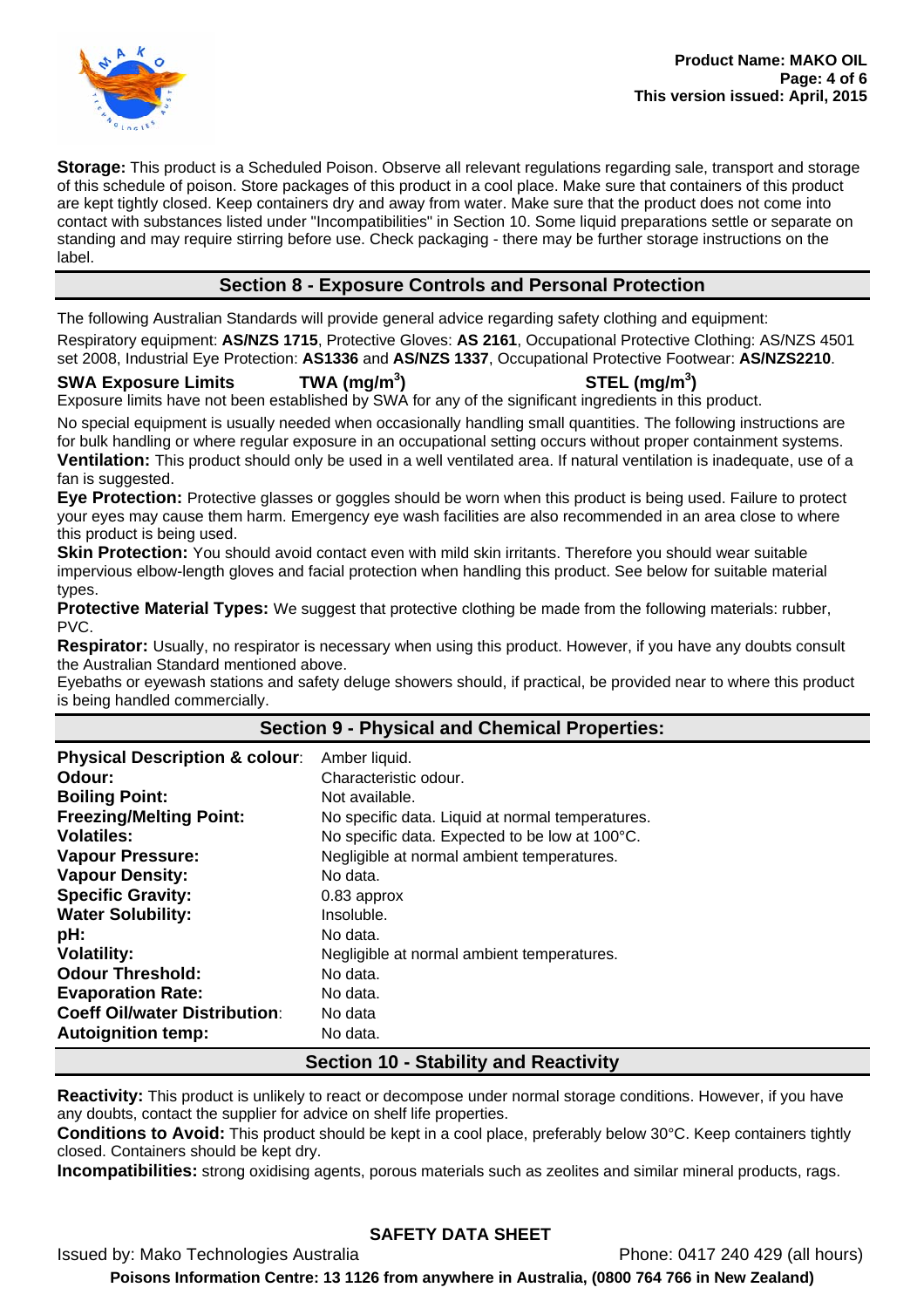**Storage:** This product is a Scheduled Poison. Observe all relevant regulations regarding sale, transport and storage of this schedule of poison. Store packages of this product in a cool place. Make sure that containers of this product are kept tightly closed. Keep containers dry and away from water. Make sure that the product does not come into contact with substances listed under "Incompatibilities" in Section 10. Some liquid preparations settle or separate on standing and may require stirring before use. Check packaging - there may be further storage instructions on the label.

## Section 8 - Exposure Controls and Personal Protection

The following Australian Standards will provide general advice regarding safety clothing and equipment:

Respiratory equipment: **AS/NZS 1715**, Protective Gloves: **AS 2161**, Occupational Protective Clothing: AS/NZS 4501 set 2008, Industrial Eye Protection: **AS1336** and **AS/NZS 1337**, Occupational Protective Footwear: **AS/NZS2210**.

| **SWA Exposure Limits** | **TWA ($mg/m^3$)** | **STEL ($mg/m^3$)** |
|---|---|---|

Exposure limits have not been established by SWA for any of the significant ingredients in this product.

No special equipment is usually needed when occasionally handling small quantities. The following instructions are for bulk handling or where regular exposure in an occupational setting occurs without proper containment systems.

**Ventilation:** This product should only be used in a well ventilated area. If natural ventilation is inadequate, use of a fan is suggested.

**Eye Protection:** Protective glasses or goggles should be worn when this product is being used. Failure to protect your eyes may cause them harm. Emergency eye wash facilities are also recommended in an area close to where this product is being used.

**Skin Protection:** You should avoid contact even with mild skin irritants. Therefore you should wear suitable impervious elbow-length gloves and facial protection when handling this product. See below for suitable material types.

**Protective Material Types:** We suggest that protective clothing be made from the following materials: rubber, PVC.

**Respirator:** Usually, no respirator is necessary when using this product. However, if you have any doubts consult the Australian Standard mentioned above.

Eyebaths or eyewash stations and safety deluge showers should, if practical, be provided near to where this product is being handled commercially.

## Section 9 - Physical and Chemical Properties:

| | |
|---|---|
| **Physical Description & colour**: | Amber liquid. |
| **Odour:** | Characteristic odour. |
| **Boiling Point:** | Not available. |
| **Freezing/Melting Point:** | No specific data. Liquid at normal temperatures. |
| **Volatiles:** | No specific data. Expected to be low at 100°C. |
| **Vapour Pressure:** | Negligible at normal ambient temperatures. |
| **Vapour Density:** | No data. |
| **Specific Gravity:** | 0.83 approx |
| **Water Solubility:** | Insoluble. |
| **pH:** | No data. |
| **Volatility:** | Negligible at normal ambient temperatures. |
| **Odour Threshold:** | No data. |
| **Evaporation Rate:** | No data. |
| **Coeff Oil/water Distribution**: | No data |
| **Autoignition temp:** | No data. |

## Section 10 - Stability and Reactivity

**Reactivity:** This product is unlikely to react or decompose under normal storage conditions. However, if you have any doubts, contact the supplier for advice on shelf life properties.

**Conditions to Avoid:** This product should be kept in a cool place, preferably below 30°C. Keep containers tightly closed. Containers should be kept dry.

**Incompatibilities:** strong oxidising agents, porous materials such as zeolites and similar mineral products, rags.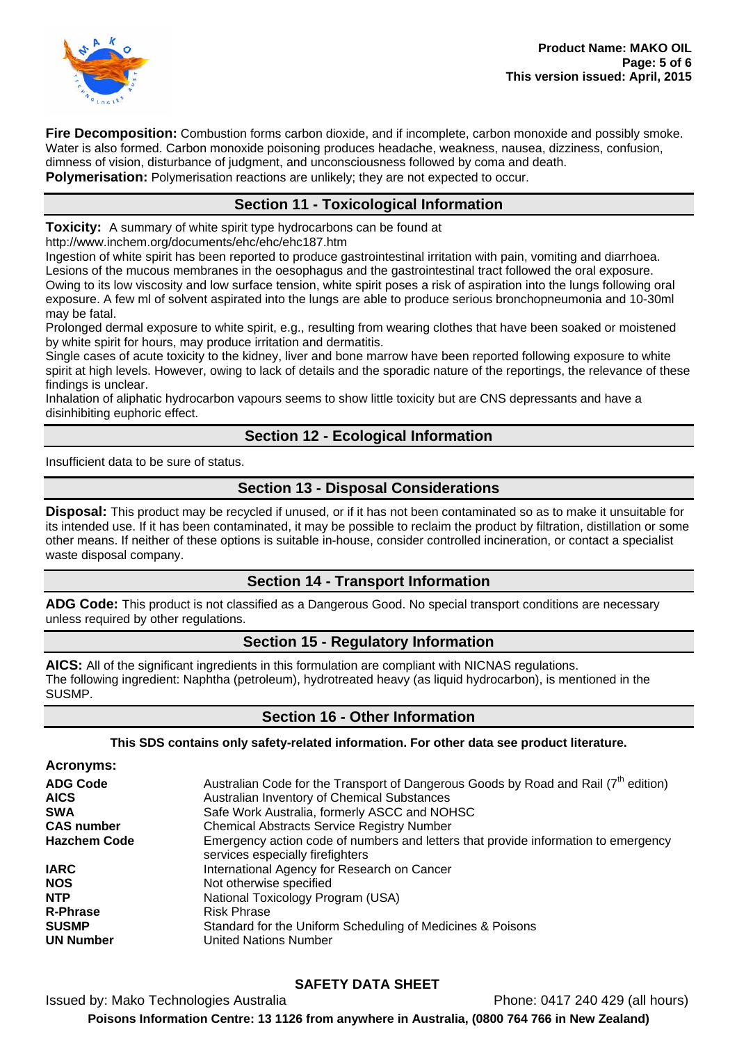**Fire Decomposition:** Combustion forms carbon dioxide, and if incomplete, carbon monoxide and possibly smoke. Water is also formed. Carbon monoxide poisoning produces headache, weakness, nausea, dizziness, confusion, dimness of vision, disturbance of judgment, and unconsciousness followed by coma and death.
**Polymerisation:** Polymerisation reactions are unlikely; they are not expected to occur.

## Section 11 - Toxicological Information

**Toxicity:** A summary of white spirit type hydrocarbons can be found at http://www.inchem.org/documents/ehc/ehc/ehc187.htm
Ingestion of white spirit has been reported to produce gastrointestinal irritation with pain, vomiting and diarrhoea. Lesions of the mucous membranes in the oesophagus and the gastrointestinal tract followed the oral exposure. Owing to its low viscosity and low surface tension, white spirit poses a risk of aspiration into the lungs following oral exposure. A few ml of solvent aspirated into the lungs are able to produce serious bronchopneumonia and 10-30ml may be fatal.
Prolonged dermal exposure to white spirit, e.g., resulting from wearing clothes that have been soaked or moistened by white spirit for hours, may produce irritation and dermatitis.
Single cases of acute toxicity to the kidney, liver and bone marrow have been reported following exposure to white spirit at high levels. However, owing to lack of details and the sporadic nature of the reportings, the relevance of these findings is unclear.
Inhalation of aliphatic hydrocarbon vapours seems to show little toxicity but are CNS depressants and have a disinhibiting euphoric effect.

## Section 12 - Ecological Information

Insufficient data to be sure of status.

## Section 13 - Disposal Considerations

**Disposal:** This product may be recycled if unused, or if it has not been contaminated so as to make it unsuitable for its intended use. If it has been contaminated, it may be possible to reclaim the product by filtration, distillation or some other means. If neither of these options is suitable in-house, consider controlled incineration, or contact a specialist waste disposal company.

## Section 14 - Transport Information

**ADG Code:** This product is not classified as a Dangerous Good. No special transport conditions are necessary unless required by other regulations.

## Section 15 - Regulatory Information

**AICS:** All of the significant ingredients in this formulation are compliant with NICNAS regulations.
The following ingredient: Naphtha (petroleum), hydrotreated heavy (as liquid hydrocarbon), is mentioned in the SUSMP.

## Section 16 - Other Information

**This SDS contains only safety-related information. For other data see product literature.**

**Acronyms:**

| | |
|---|---|
| **ADG Code** | Australian Code for the Transport of Dangerous Goods by Road and Rail (7th edition) |
| **AICS** | Australian Inventory of Chemical Substances |
| **SWA** | Safe Work Australia, formerly ASCC and NOHSC |
| **CAS number** | Chemical Abstracts Service Registry Number |
| **Hazchem Code** | Emergency action code of numbers and letters that provide information to emergency services especially firefighters |
| **IARC** | International Agency for Research on Cancer |
| **NOS** | Not otherwise specified |
| **NTP** | National Toxicology Program (USA) |
| **R-Phrase** | Risk Phrase |
| **SUSMP** | Standard for the Uniform Scheduling of Medicines & Poisons |
| **UN Number** | United Nations Number |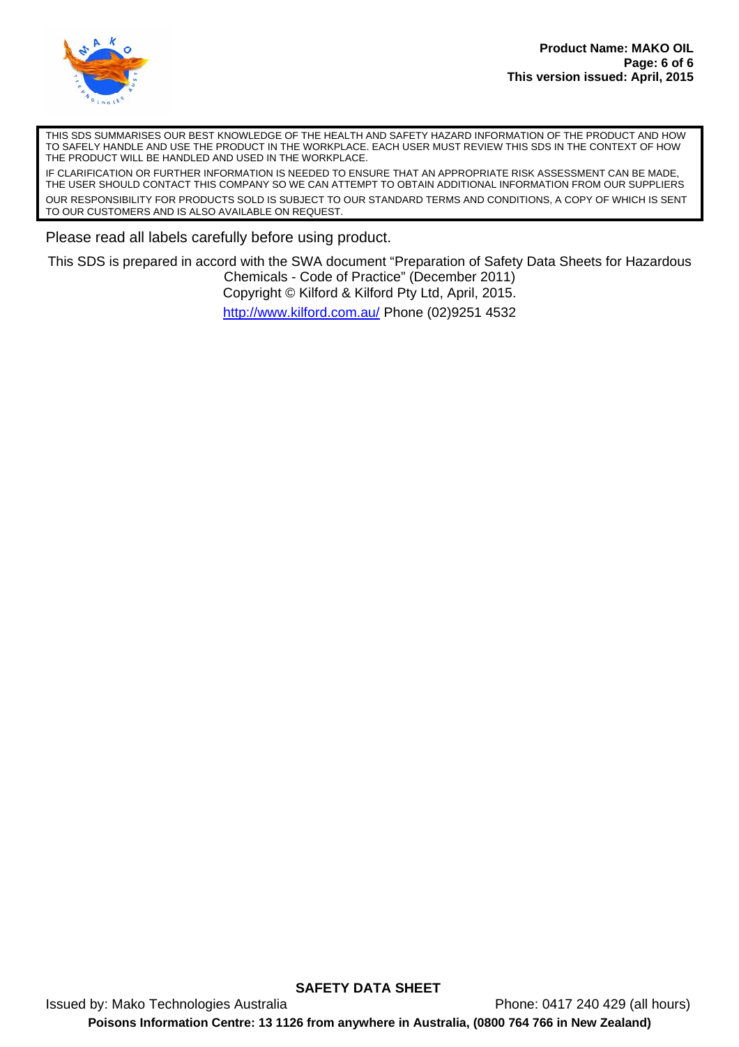THIS SDS SUMMARISES OUR BEST KNOWLEDGE OF THE HEALTH AND SAFETY HAZARD INFORMATION OF THE PRODUCT AND HOW TO SAFELY HANDLE AND USE THE PRODUCT IN THE WORKPLACE. EACH USER MUST REVIEW THIS SDS IN THE CONTEXT OF HOW THE PRODUCT WILL BE HANDLED AND USED IN THE WORKPLACE.

IF CLARIFICATION OR FURTHER INFORMATION IS NEEDED TO ENSURE THAT AN APPROPRIATE RISK ASSESSMENT CAN BE MADE, THE USER SHOULD CONTACT THIS COMPANY SO WE CAN ATTEMPT TO OBTAIN ADDITIONAL INFORMATION FROM OUR SUPPLIERS

OUR RESPONSIBILITY FOR PRODUCTS SOLD IS SUBJECT TO OUR STANDARD TERMS AND CONDITIONS, A COPY OF WHICH IS SENT TO OUR CUSTOMERS AND IS ALSO AVAILABLE ON REQUEST.

Please read all labels carefully before using product.

This SDS is prepared in accord with the SWA document "Preparation of Safety Data Sheets for Hazardous Chemicals - Code of Practice" (December 2011)

Copyright © Kilford & Kilford Pty Ltd, April, 2015.

http://www.kilford.com.au/ Phone (02)9251 4532